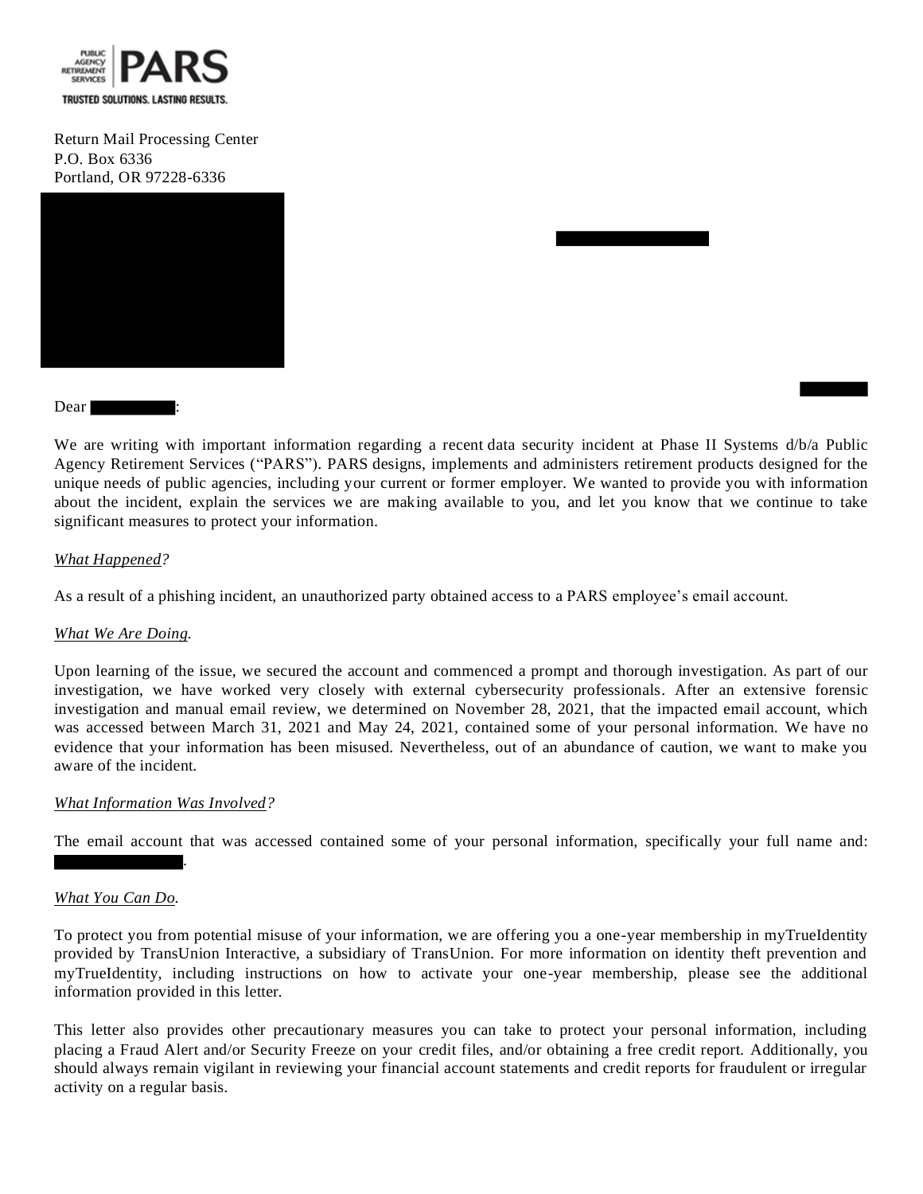PUBLIC AGENCY RETIREMENT SERVICES **PARS**

TRUSTED SOLUTIONS. LASTING RESULTS.

Return Mail Processing Center
P.O. Box 6336
Portland, OR 97228-6336

Dear [REDACTED]:

We are writing with important information regarding a recent data security incident at Phase II Systems d/b/a Public Agency Retirement Services ("PARS"). PARS designs, implements and administers retirement products designed for the unique needs of public agencies, including your current or former employer. We wanted to provide you with information about the incident, explain the services we are making available to you, and let you know that we continue to take significant measures to protect your information.

*What Happened?*

As a result of a phishing incident, an unauthorized party obtained access to a PARS employee's email account.

*What We Are Doing.*

Upon learning of the issue, we secured the account and commenced a prompt and thorough investigation. As part of our investigation, we have worked very closely with external cybersecurity professionals. After an extensive forensic investigation and manual email review, we determined on November 28, 2021, that the impacted email account, which was accessed between March 31, 2021 and May 24, 2021, contained some of your personal information. We have no evidence that your information has been misused. Nevertheless, out of an abundance of caution, we want to make you aware of the incident.

*What Information Was Involved?*

The email account that was accessed contained some of your personal information, specifically your full name and: [REDACTED].

*What You Can Do.*

To protect you from potential misuse of your information, we are offering you a one-year membership in myTrueIdentity provided by TransUnion Interactive, a subsidiary of TransUnion. For more information on identity theft prevention and myTrueIdentity, including instructions on how to activate your one-year membership, please see the additional information provided in this letter.

This letter also provides other precautionary measures you can take to protect your personal information, including placing a Fraud Alert and/or Security Freeze on your credit files, and/or obtaining a free credit report. Additionally, you should always remain vigilant in reviewing your financial account statements and credit reports for fraudulent or irregular activity on a regular basis.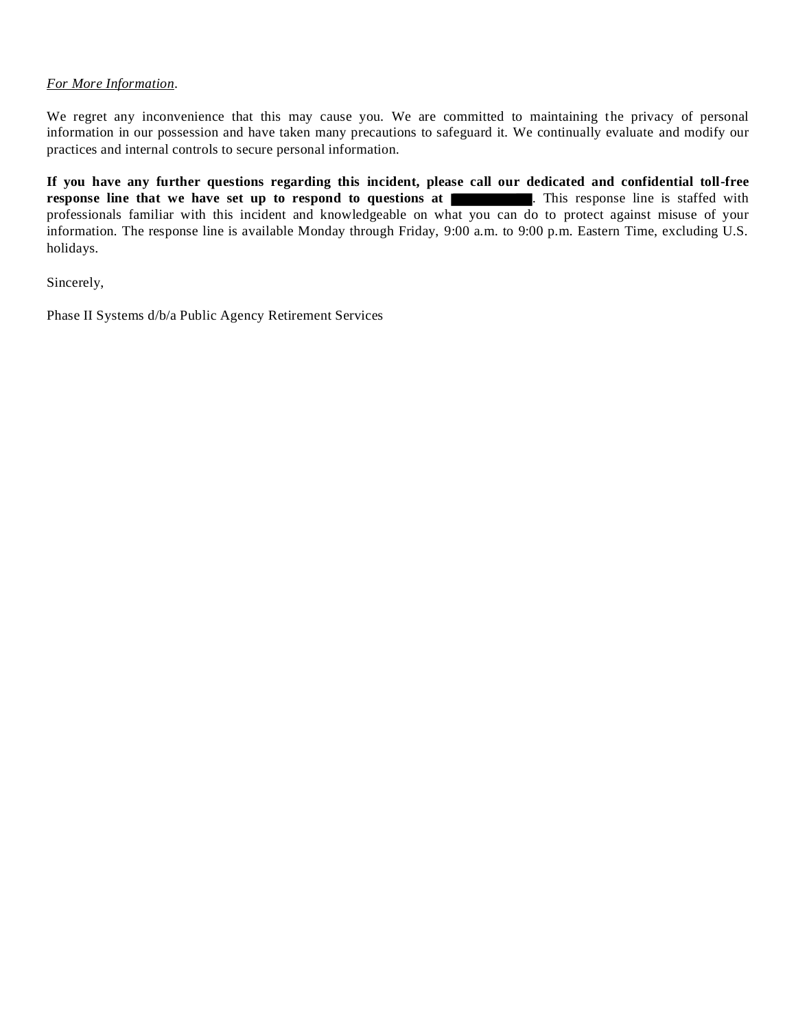*For More Information*.

We regret any inconvenience that this may cause you. We are committed to maintaining the privacy of personal information in our possession and have taken many precautions to safeguard it. We continually evaluate and modify our practices and internal controls to secure personal information.

**If you have any further questions regarding this incident, please call our dedicated and confidential toll-free response line that we have set up to respond to questions at** ██████████. This response line is staffed with professionals familiar with this incident and knowledgeable on what you can do to protect against misuse of your information. The response line is available Monday through Friday, 9:00 a.m. to 9:00 p.m. Eastern Time, excluding U.S. holidays.

Sincerely,

Phase II Systems d/b/a Public Agency Retirement Services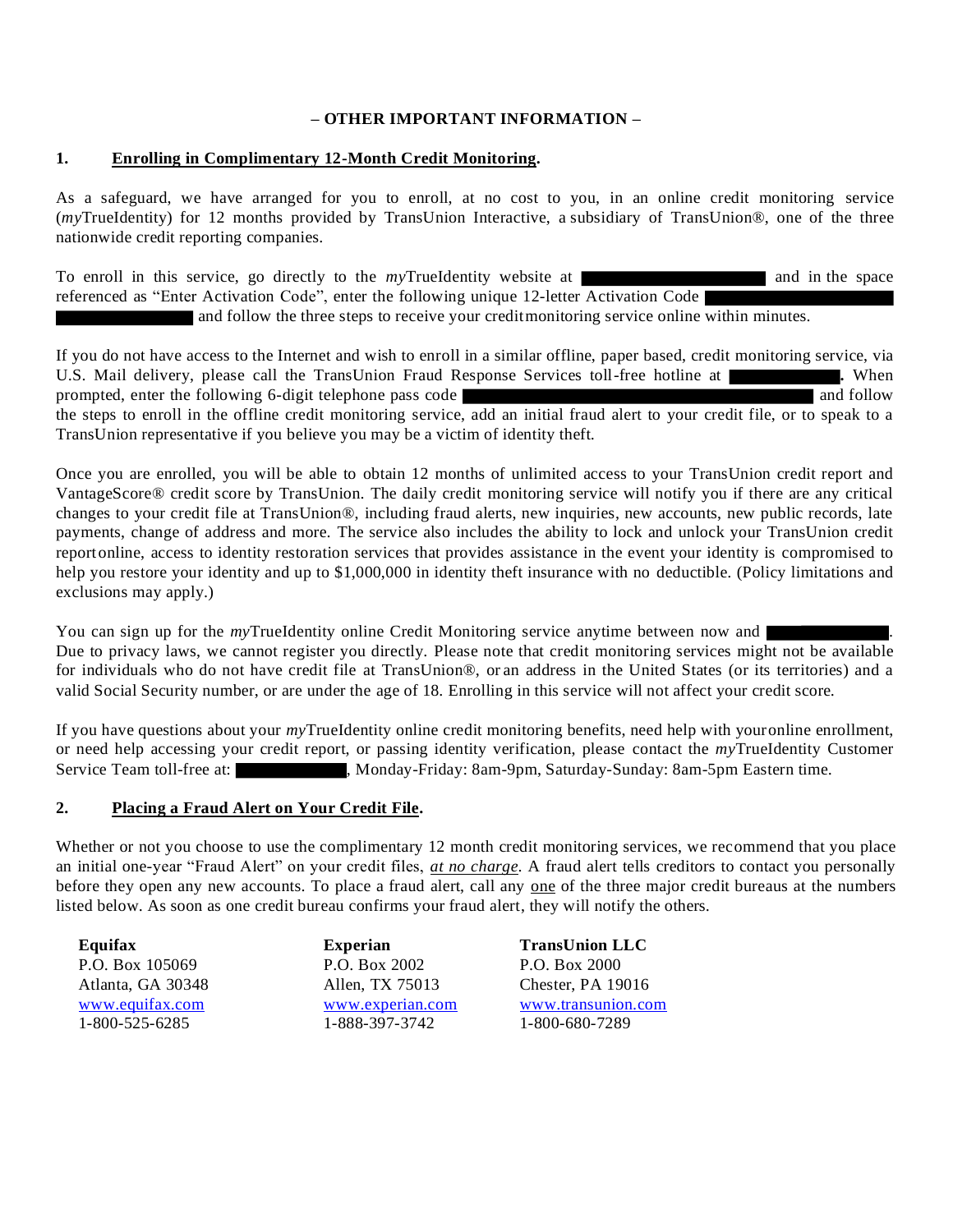**– OTHER IMPORTANT INFORMATION –**

**1. Enrolling in Complimentary 12-Month Credit Monitoring.**

As a safeguard, we have arranged for you to enroll, at no cost to you, in an online credit monitoring service (*my*TrueIdentity) for 12 months provided by TransUnion Interactive, a subsidiary of TransUnion®, one of the three nationwide credit reporting companies.

To enroll in this service, go directly to the *my*TrueIdentity website at ███████████ and in the space referenced as "Enter Activation Code", enter the following unique 12-letter Activation Code ███████████ and follow the three steps to receive your credit monitoring service online within minutes.

If you do not have access to the Internet and wish to enroll in a similar offline, paper based, credit monitoring service, via U.S. Mail delivery, please call the TransUnion Fraud Response Services toll-free hotline at ███████**.** When prompted, enter the following 6-digit telephone pass code ███████████ and follow the steps to enroll in the offline credit monitoring service, add an initial fraud alert to your credit file, or to speak to a TransUnion representative if you believe you may be a victim of identity theft.

Once you are enrolled, you will be able to obtain 12 months of unlimited access to your TransUnion credit report and VantageScore® credit score by TransUnion. The daily credit monitoring service will notify you if there are any critical changes to your credit file at TransUnion®, including fraud alerts, new inquiries, new accounts, new public records, late payments, change of address and more. The service also includes the ability to lock and unlock your TransUnion credit report online, access to identity restoration services that provides assistance in the event your identity is compromised to help you restore your identity and up to $1,000,000 in identity theft insurance with no deductible. (Policy limitations and exclusions may apply.)

You can sign up for the *my*TrueIdentity online Credit Monitoring service anytime between now and ███████. Due to privacy laws, we cannot register you directly. Please note that credit monitoring services might not be available for individuals who do not have credit file at TransUnion®, or an address in the United States (or its territories) and a valid Social Security number, or are under the age of 18. Enrolling in this service will not affect your credit score.

If you have questions about your *my*TrueIdentity online credit monitoring benefits, need help with your online enrollment, or need help accessing your credit report, or passing identity verification, please contact the *my*TrueIdentity Customer Service Team toll-free at: ███████, Monday-Friday: 8am-9pm, Saturday-Sunday: 8am-5pm Eastern time.

**2. Placing a Fraud Alert on Your Credit File.**

Whether or not you choose to use the complimentary 12 month credit monitoring services, we recommend that you place an initial one-year "Fraud Alert" on your credit files, *at no charge*. A fraud alert tells creditors to contact you personally before they open any new accounts. To place a fraud alert, call any one of the three major credit bureaus at the numbers listed below. As soon as one credit bureau confirms your fraud alert, they will notify the others.

| **Equifax** | **Experian** | **TransUnion LLC** |
|---|---|---|
| P.O. Box 105069 | P.O. Box 2002 | P.O. Box 2000 |
| Atlanta, GA 30348 | Allen, TX 75013 | Chester, PA 19016 |
| www.equifax.com | www.experian.com | www.transunion.com |
| 1-800-525-6285 | 1-888-397-3742 | 1-800-680-7289 |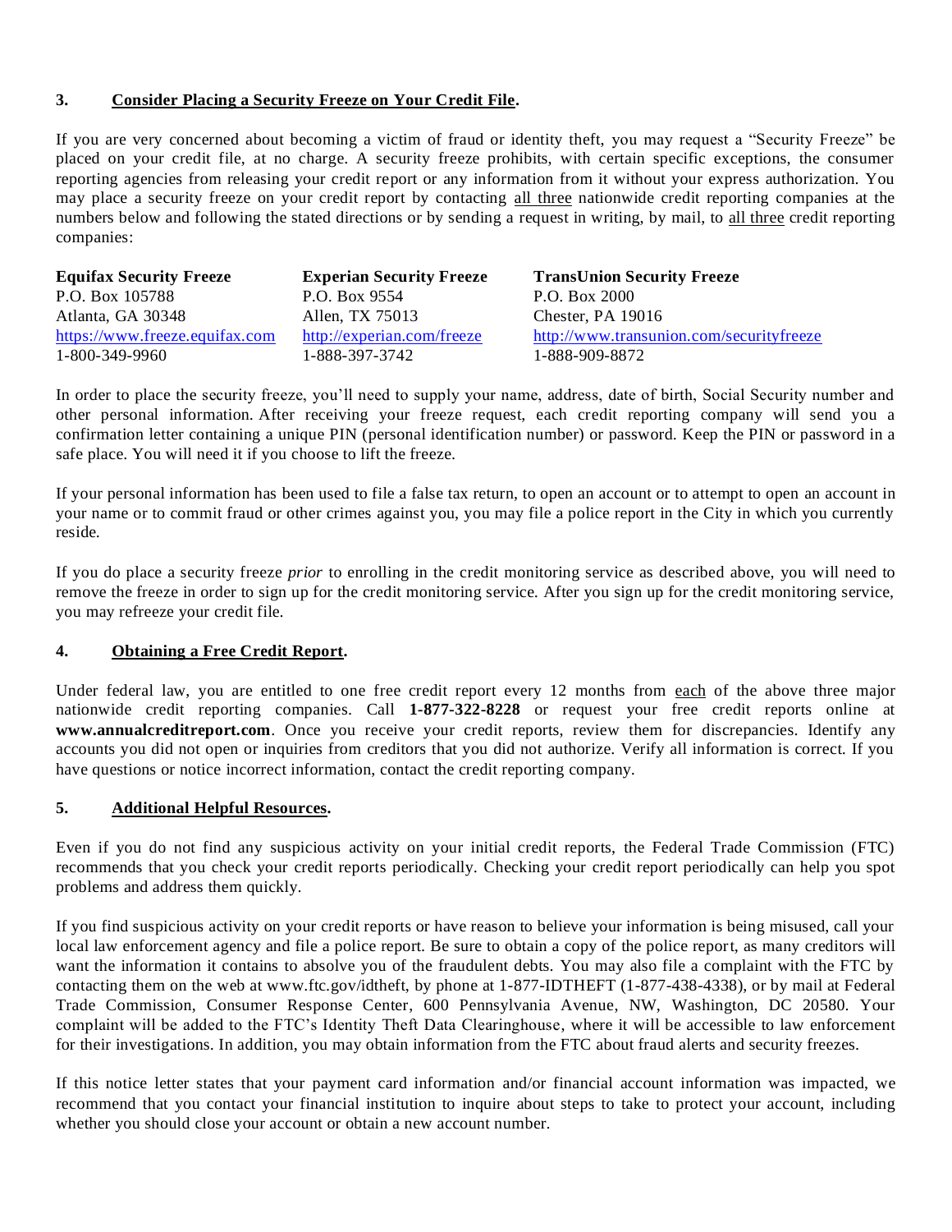### 3. **<u>Consider Placing a Security Freeze on Your Credit File</u>.**

If you are very concerned about becoming a victim of fraud or identity theft, you may request a "Security Freeze" be placed on your credit file, at no charge. A security freeze prohibits, with certain specific exceptions, the consumer reporting agencies from releasing your credit report or any information from it without your express authorization. You may place a security freeze on your credit report by contacting <u>all three</u> nationwide credit reporting companies at the numbers below and following the stated directions or by sending a request in writing, by mail, to <u>all three</u> credit reporting companies:

| **Equifax Security Freeze** | **Experian Security Freeze** | **TransUnion Security Freeze** |
|---|---|---|
| P.O. Box 105788 | P.O. Box 9554 | P.O. Box 2000 |
| Atlanta, GA 30348 | Allen, TX 75013 | Chester, PA 19016 |
| https://www.freeze.equifax.com | http://experian.com/freeze | http://www.transunion.com/securityfreeze |
| 1-800-349-9960 | 1-888-397-3742 | 1-888-909-8872 |

In order to place the security freeze, you'll need to supply your name, address, date of birth, Social Security number and other personal information. After receiving your freeze request, each credit reporting company will send you a confirmation letter containing a unique PIN (personal identification number) or password. Keep the PIN or password in a safe place. You will need it if you choose to lift the freeze.

If your personal information has been used to file a false tax return, to open an account or to attempt to open an account in your name or to commit fraud or other crimes against you, you may file a police report in the City in which you currently reside.

If you do place a security freeze *prior* to enrolling in the credit monitoring service as described above, you will need to remove the freeze in order to sign up for the credit monitoring service. After you sign up for the credit monitoring service, you may refreeze your credit file.

### 4. **<u>Obtaining a Free Credit Report</u>.**

Under federal law, you are entitled to one free credit report every 12 months from <u>each</u> of the above three major nationwide credit reporting companies. Call **1-877-322-8228** or request your free credit reports online at **www.annualcreditreport.com**. Once you receive your credit reports, review them for discrepancies. Identify any accounts you did not open or inquiries from creditors that you did not authorize. Verify all information is correct. If you have questions or notice incorrect information, contact the credit reporting company.

### 5. **<u>Additional Helpful Resources</u>.**

Even if you do not find any suspicious activity on your initial credit reports, the Federal Trade Commission (FTC) recommends that you check your credit reports periodically. Checking your credit report periodically can help you spot problems and address them quickly.

If you find suspicious activity on your credit reports or have reason to believe your information is being misused, call your local law enforcement agency and file a police report. Be sure to obtain a copy of the police report, as many creditors will want the information it contains to absolve you of the fraudulent debts. You may also file a complaint with the FTC by contacting them on the web at www.ftc.gov/idtheft, by phone at 1-877-IDTHEFT (1-877-438-4338), or by mail at Federal Trade Commission, Consumer Response Center, 600 Pennsylvania Avenue, NW, Washington, DC 20580. Your complaint will be added to the FTC's Identity Theft Data Clearinghouse, where it will be accessible to law enforcement for their investigations. In addition, you may obtain information from the FTC about fraud alerts and security freezes.

If this notice letter states that your payment card information and/or financial account information was impacted, we recommend that you contact your financial institution to inquire about steps to take to protect your account, including whether you should close your account or obtain a new account number.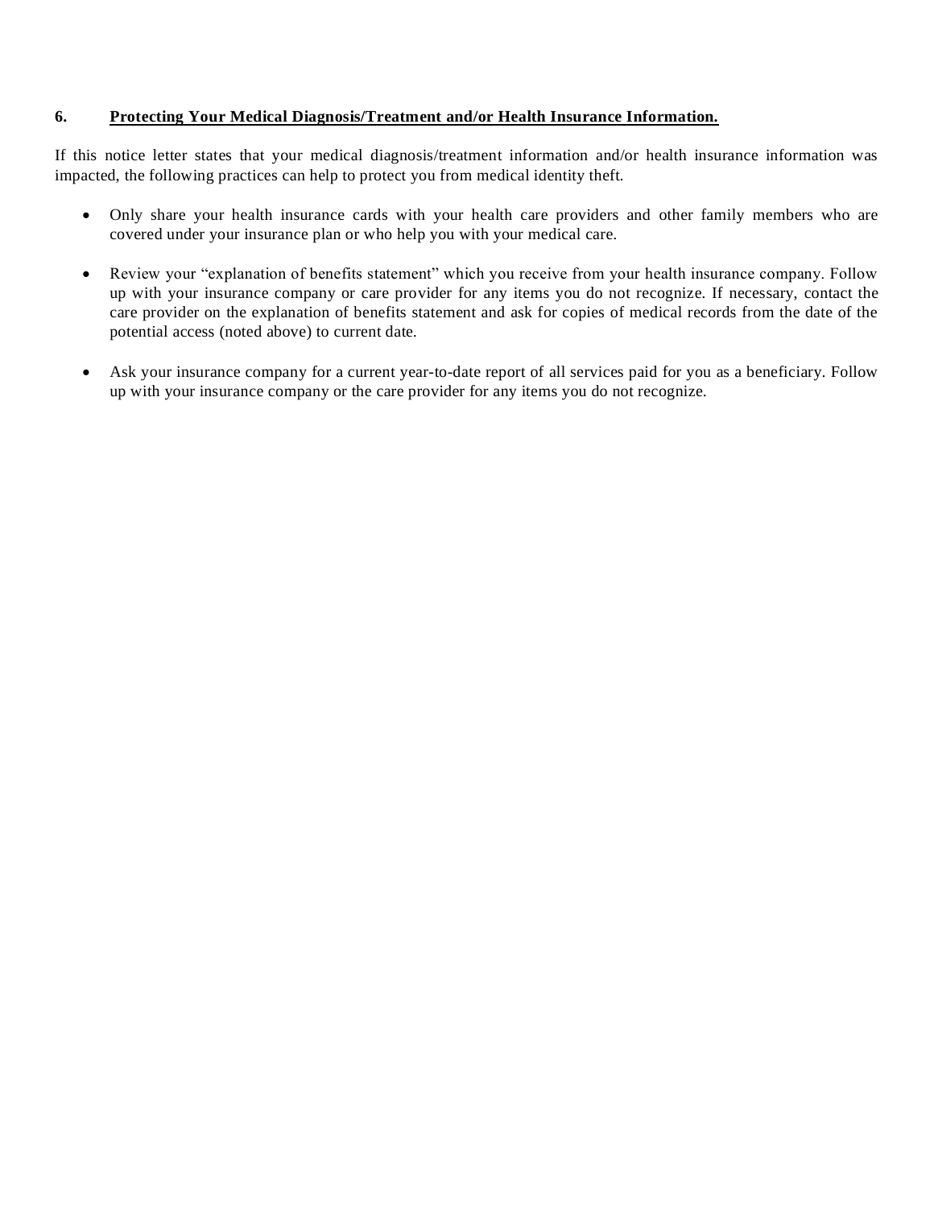### 6. <u>Protecting Your Medical Diagnosis/Treatment and/or Health Insurance Information.</u>

If this notice letter states that your medical diagnosis/treatment information and/or health insurance information was impacted, the following practices can help to protect you from medical identity theft.

- Only share your health insurance cards with your health care providers and other family members who are covered under your insurance plan or who help you with your medical care.

- Review your "explanation of benefits statement" which you receive from your health insurance company. Follow up with your insurance company or care provider for any items you do not recognize. If necessary, contact the care provider on the explanation of benefits statement and ask for copies of medical records from the date of the potential access (noted above) to current date.

- Ask your insurance company for a current year-to-date report of all services paid for you as a beneficiary. Follow up with your insurance company or the care provider for any items you do not recognize.